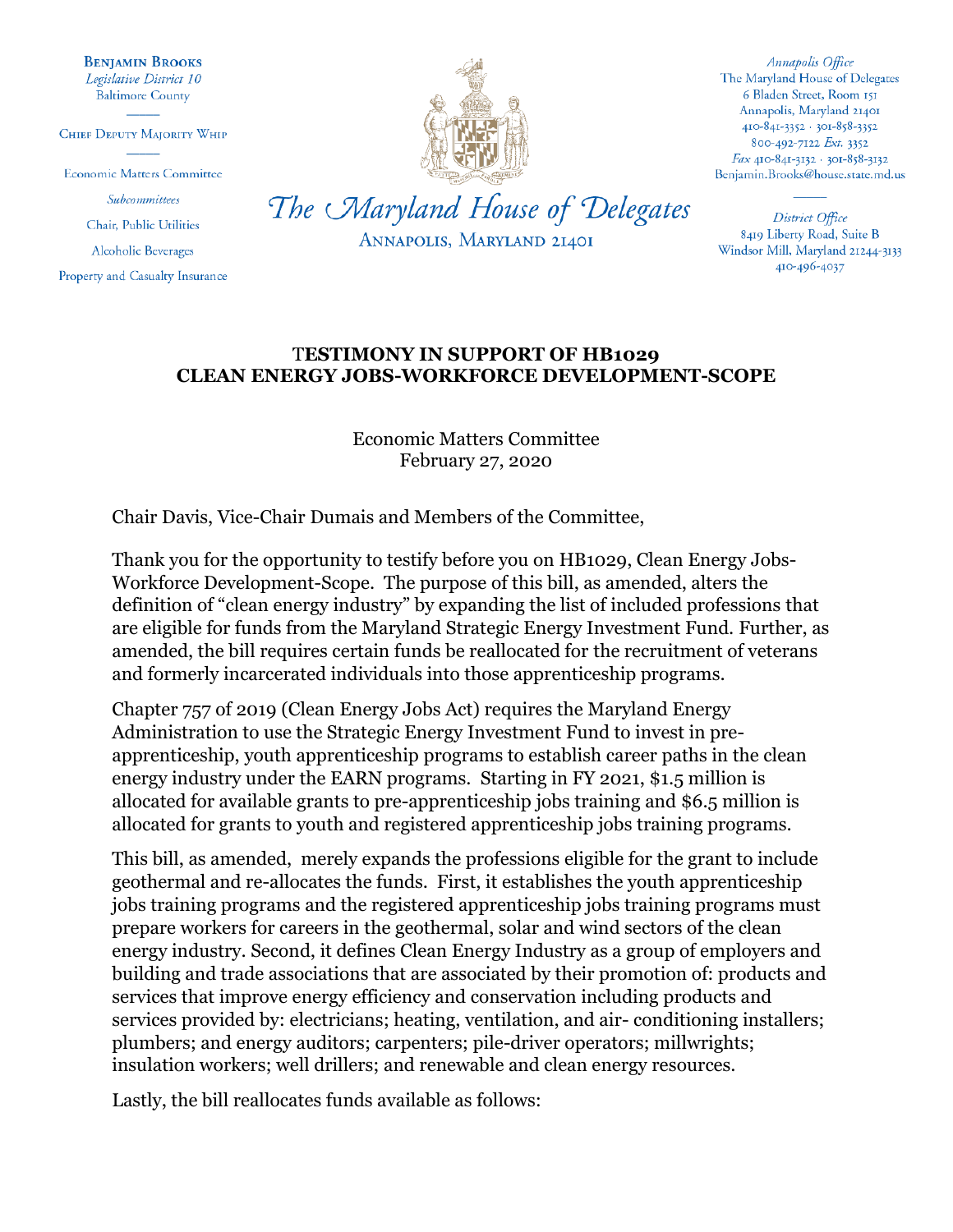**Benjamin Brooks**
*Legislative District 10*
Baltimore County

Chief Deputy Majority Whip

Economic Matters Committee

*Subcommittees*

Chair, Public Utilities

Alcoholic Beverages

Property and Casualty Insurance

*The Maryland House of Delegates*
Annapolis, Maryland 21401

*Annapolis Office*
The Maryland House of Delegates
6 Bladen Street, Room 151
Annapolis, Maryland 21401
410-841-3352 · 301-858-3352
800-492-7122 *Ext.* 3352
*Fax* 410-841-3132 · 301-858-3132
Benjamin.Brooks@house.state.md.us

*District Office*
8419 Liberty Road, Suite B
Windsor Mill, Maryland 21244-3133
410-496-4037

## TESTIMONY IN SUPPORT OF HB1029
## CLEAN ENERGY JOBS-WORKFORCE DEVELOPMENT-SCOPE

Economic Matters Committee
February 27, 2020

Chair Davis, Vice-Chair Dumais and Members of the Committee,

Thank you for the opportunity to testify before you on HB1029, Clean Energy Jobs-Workforce Development-Scope. The purpose of this bill, as amended, alters the definition of "clean energy industry" by expanding the list of included professions that are eligible for funds from the Maryland Strategic Energy Investment Fund. Further, as amended, the bill requires certain funds be reallocated for the recruitment of veterans and formerly incarcerated individuals into those apprenticeship programs.

Chapter 757 of 2019 (Clean Energy Jobs Act) requires the Maryland Energy Administration to use the Strategic Energy Investment Fund to invest in pre-apprenticeship, youth apprenticeship programs to establish career paths in the clean energy industry under the EARN programs. Starting in FY 2021, $1.5 million is allocated for available grants to pre-apprenticeship jobs training and $6.5 million is allocated for grants to youth and registered apprenticeship jobs training programs.

This bill, as amended, merely expands the professions eligible for the grant to include geothermal and re-allocates the funds. First, it establishes the youth apprenticeship jobs training programs and the registered apprenticeship jobs training programs must prepare workers for careers in the geothermal, solar and wind sectors of the clean energy industry. Second, it defines Clean Energy Industry as a group of employers and building and trade associations that are associated by their promotion of: products and services that improve energy efficiency and conservation including products and services provided by: electricians; heating, ventilation, and air- conditioning installers; plumbers; and energy auditors; carpenters; pile-driver operators; millwrights; insulation workers; well drillers; and renewable and clean energy resources.

Lastly, the bill reallocates funds available as follows: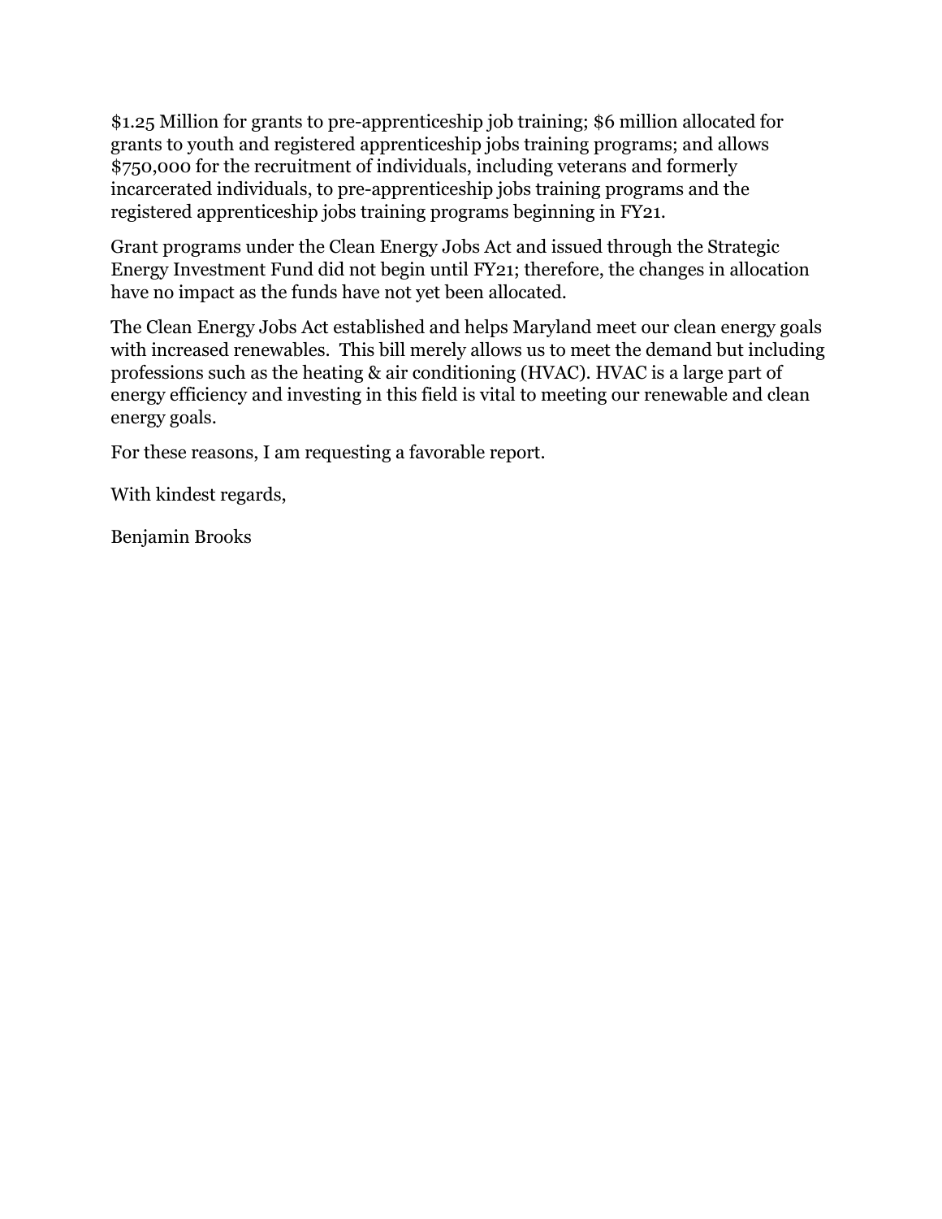$1.25 Million for grants to pre-apprenticeship job training; $6 million allocated for grants to youth and registered apprenticeship jobs training programs; and allows $750,000 for the recruitment of individuals, including veterans and formerly incarcerated individuals, to pre-apprenticeship jobs training programs and the registered apprenticeship jobs training programs beginning in FY21.

Grant programs under the Clean Energy Jobs Act and issued through the Strategic Energy Investment Fund did not begin until FY21; therefore, the changes in allocation have no impact as the funds have not yet been allocated.

The Clean Energy Jobs Act established and helps Maryland meet our clean energy goals with increased renewables.  This bill merely allows us to meet the demand but including professions such as the heating & air conditioning (HVAC). HVAC is a large part of energy efficiency and investing in this field is vital to meeting our renewable and clean energy goals.

For these reasons, I am requesting a favorable report.

With kindest regards,

Benjamin Brooks